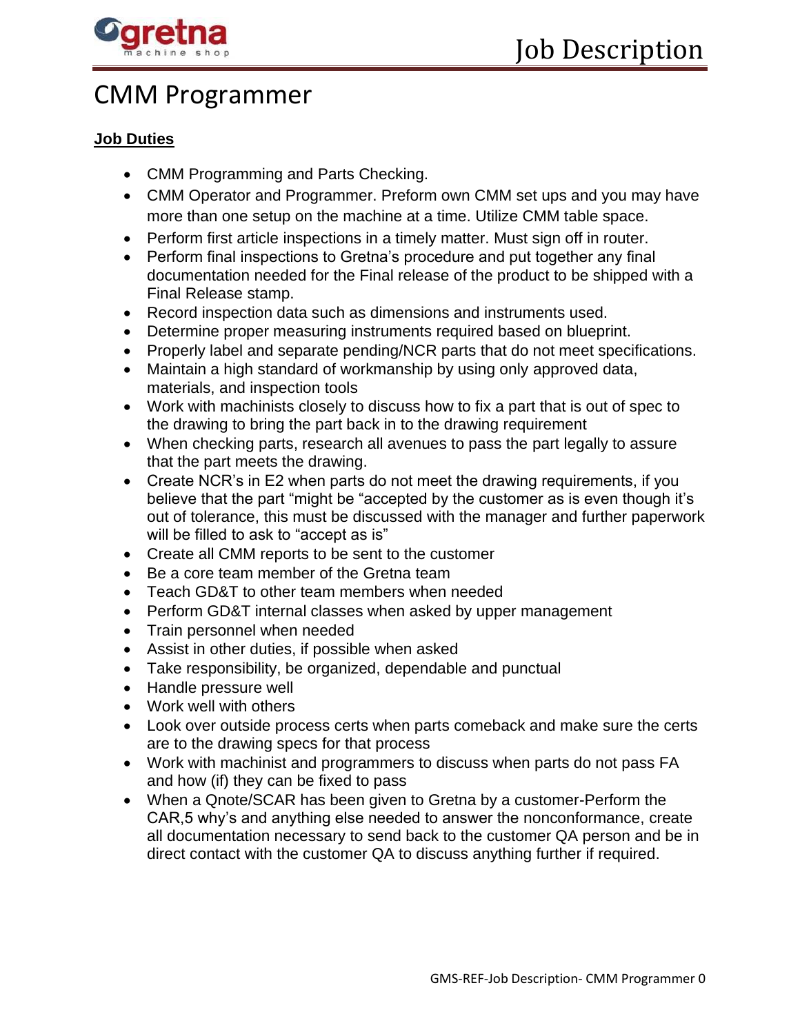# CMM Programmer

**Job Duties**

- CMM Programming and Parts Checking.
- CMM Operator and Programmer. Preform own CMM set ups and you may have more than one setup on the machine at a time. Utilize CMM table space.
- Perform first article inspections in a timely matter. Must sign off in router.
- Perform final inspections to Gretna's procedure and put together any final documentation needed for the Final release of the product to be shipped with a Final Release stamp.
- Record inspection data such as dimensions and instruments used.
- Determine proper measuring instruments required based on blueprint.
- Properly label and separate pending/NCR parts that do not meet specifications.
- Maintain a high standard of workmanship by using only approved data, materials, and inspection tools
- Work with machinists closely to discuss how to fix a part that is out of spec to the drawing to bring the part back in to the drawing requirement
- When checking parts, research all avenues to pass the part legally to assure that the part meets the drawing.
- Create NCR's in E2 when parts do not meet the drawing requirements, if you believe that the part "might be "accepted by the customer as is even though it's out of tolerance, this must be discussed with the manager and further paperwork will be filled to ask to "accept as is"
- Create all CMM reports to be sent to the customer
- Be a core team member of the Gretna team
- Teach GD&T to other team members when needed
- Perform GD&T internal classes when asked by upper management
- Train personnel when needed
- Assist in other duties, if possible when asked
- Take responsibility, be organized, dependable and punctual
- Handle pressure well
- Work well with others
- Look over outside process certs when parts comeback and make sure the certs are to the drawing specs for that process
- Work with machinist and programmers to discuss when parts do not pass FA and how (if) they can be fixed to pass
- When a Qnote/SCAR has been given to Gretna by a customer-Perform the CAR,5 why's and anything else needed to answer the nonconformance, create all documentation necessary to send back to the customer QA person and be in direct contact with the customer QA to discuss anything further if required.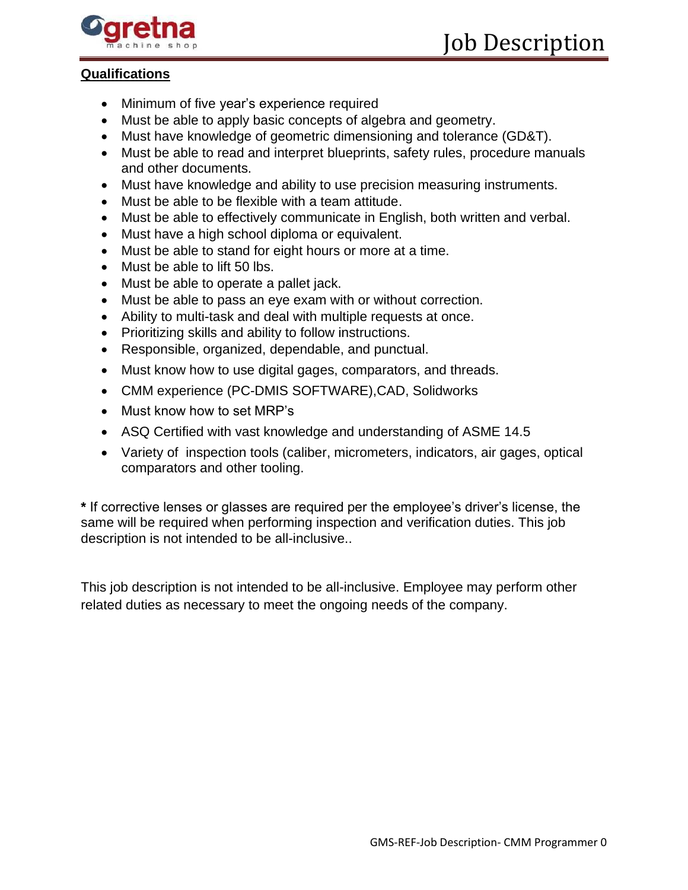## Qualifications

- Minimum of five year's experience required
- Must be able to apply basic concepts of algebra and geometry.
- Must have knowledge of geometric dimensioning and tolerance (GD&T).
- Must be able to read and interpret blueprints, safety rules, procedure manuals and other documents.
- Must have knowledge and ability to use precision measuring instruments.
- Must be able to be flexible with a team attitude.
- Must be able to effectively communicate in English, both written and verbal.
- Must have a high school diploma or equivalent.
- Must be able to stand for eight hours or more at a time.
- Must be able to lift 50 lbs.
- Must be able to operate a pallet jack.
- Must be able to pass an eye exam with or without correction.
- Ability to multi-task and deal with multiple requests at once.
- Prioritizing skills and ability to follow instructions.
- Responsible, organized, dependable, and punctual.
- Must know how to use digital gages, comparators, and threads.
- CMM experience (PC-DMIS SOFTWARE),CAD, Solidworks
- Must know how to set MRP's
- ASQ Certified with vast knowledge and understanding of ASME 14.5
- Variety of inspection tools (caliber, micrometers, indicators, air gages, optical comparators and other tooling.

**\*** If corrective lenses or glasses are required per the employee's driver's license, the same will be required when performing inspection and verification duties. This job description is not intended to be all-inclusive..

This job description is not intended to be all-inclusive. Employee may perform other related duties as necessary to meet the ongoing needs of the company.